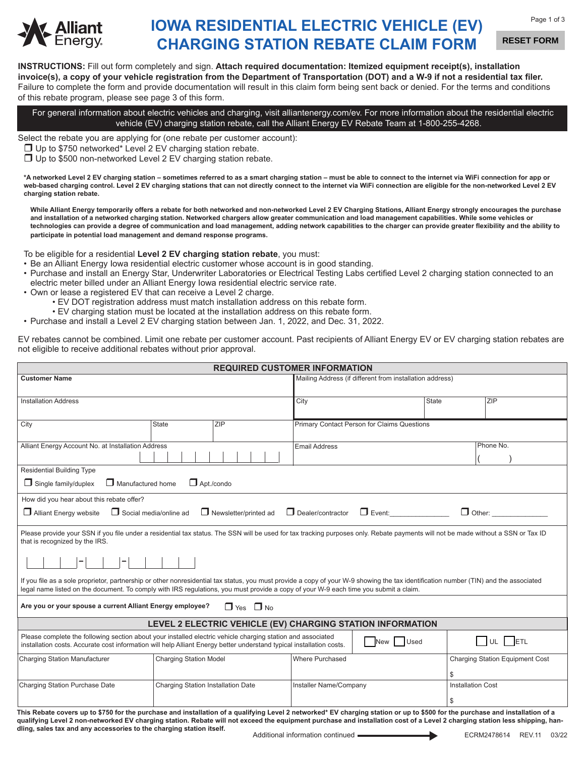# IOWA RESIDENTIAL ELECTRIC VEHICLE (EV) CHARGING STATION REBATE CLAIM FORM

RESET FORM

**INSTRUCTIONS:** Fill out form completely and sign. **Attach required documentation: Itemized equipment receipt(s), installation invoice(s), a copy of your vehicle registration from the Department of Transportation (DOT) and a W-9 if not a residential tax filer.** Failure to complete the form and provide documentation will result in this claim form being sent back or denied. For the terms and conditions of this rebate program, please see page 3 of this form.

For general information about electric vehicles and charging, visit alliantenergy.com/ev. For more information about the residential electric vehicle (EV) charging station rebate, call the Alliant Energy EV Rebate Team at 1-800-255-4268.

Select the rebate you are applying for (one rebate per customer account):

- ☐ Up to $750 networked* Level 2 EV charging station rebate.
- ☐ Up to $500 non-networked Level 2 EV charging station rebate.

**\*A networked Level 2 EV charging station – sometimes referred to as a smart charging station – must be able to connect to the internet via WiFi connection for app or web-based charging control. Level 2 EV charging stations that can not directly connect to the internet via WiFi connection are eligible for the non-networked Level 2 EV charging station rebate.**

**While Alliant Energy temporarily offers a rebate for both networked and non-networked Level 2 EV Charging Stations, Alliant Energy strongly encourages the purchase and installation of a networked charging station. Networked chargers allow greater communication and load management capabilities. While some vehicles or technologies can provide a degree of communication and load management, adding network capabilities to the charger can provide greater flexibility and the ability to participate in potential load management and demand response programs.**

To be eligible for a residential **Level 2 EV charging station rebate**, you must:

- Be an Alliant Energy Iowa residential electric customer whose account is in good standing.
- Purchase and install an Energy Star, Underwriter Laboratories or Electrical Testing Labs certified Level 2 charging station connected to an electric meter billed under an Alliant Energy Iowa residential electric service rate.
- Own or lease a registered EV that can receive a Level 2 charge.
  - EV DOT registration address must match installation address on this rebate form.
  - EV charging station must be located at the installation address on this rebate form.
- Purchase and install a Level 2 EV charging station between Jan. 1, 2022, and Dec. 31, 2022.

EV rebates cannot be combined. Limit one rebate per customer account. Past recipients of Alliant Energy EV or EV charging station rebates are not eligible to receive additional rebates without prior approval.

## REQUIRED CUSTOMER INFORMATION

| | | | | | |
|---|---|---|---|---|---|
| **Customer Name** | | | Mailing Address (if different from installation address) | | |
| Installation Address | | | City | State | ZIP |
| City | State | ZIP | Primary Contact Person for Claims Questions | | |
| Alliant Energy Account No. at Installation Address | | | Email Address | | Phone No. ( ) |

Residential Building Type

☐ Single family/duplex ☐ Manufactured home ☐ Apt./condo

How did you hear about this rebate offer?

☐ Alliant Energy website ☐ Social media/online ad ☐ Newsletter/printed ad ☐ Dealer/contractor ☐ Event:______________ ☐ Other: ______________

Please provide your SSN if you file under a residential tax status. The SSN will be used for tax tracking purposes only. Rebate payments will not be made without a SSN or Tax ID that is recognized by the IRS.

\_ \_ \_ - \_ \_ - \_ \_ \_ \_

If you file as a sole proprietor, partnership or other nonresidential tax status, you must provide a copy of your W-9 showing the tax identification number (TIN) and the associated legal name listed on the document. To comply with IRS regulations, you must provide a copy of your W-9 each time you submit a claim.

**Are you or your spouse a current Alliant Energy employee?** ☐ Yes ☐ No

## LEVEL 2 ELECTRIC VEHICLE (EV) CHARGING STATION INFORMATION

Please complete the following section about your installed electric vehicle charging station and associated installation costs. Accurate cost information will help Alliant Energy better understand typical installation costs.

☐ New ☐ Used ☐ UL ☐ ETL

| Charging Station Manufacturer | Charging Station Model | Where Purchased | Charging Station Equipment Cost |
|---|---|---|---|
| | | | $ |
| **Charging Station Purchase Date** | **Charging Station Installation Date** | **Installer Name/Company** | **Installation Cost** |
| | | | $ |

**This Rebate covers up to $750 for the purchase and installation of a qualifying Level 2 networked\* EV charging station or up to $500 for the purchase and installation of a qualifying Level 2 non-networked EV charging station. Rebate will not exceed the equipment purchase and installation cost of a Level 2 charging station less shipping, handling, sales tax and any accessories to the charging station itself.**

Additional information continued →

ECRM2478614 REV.11 03/22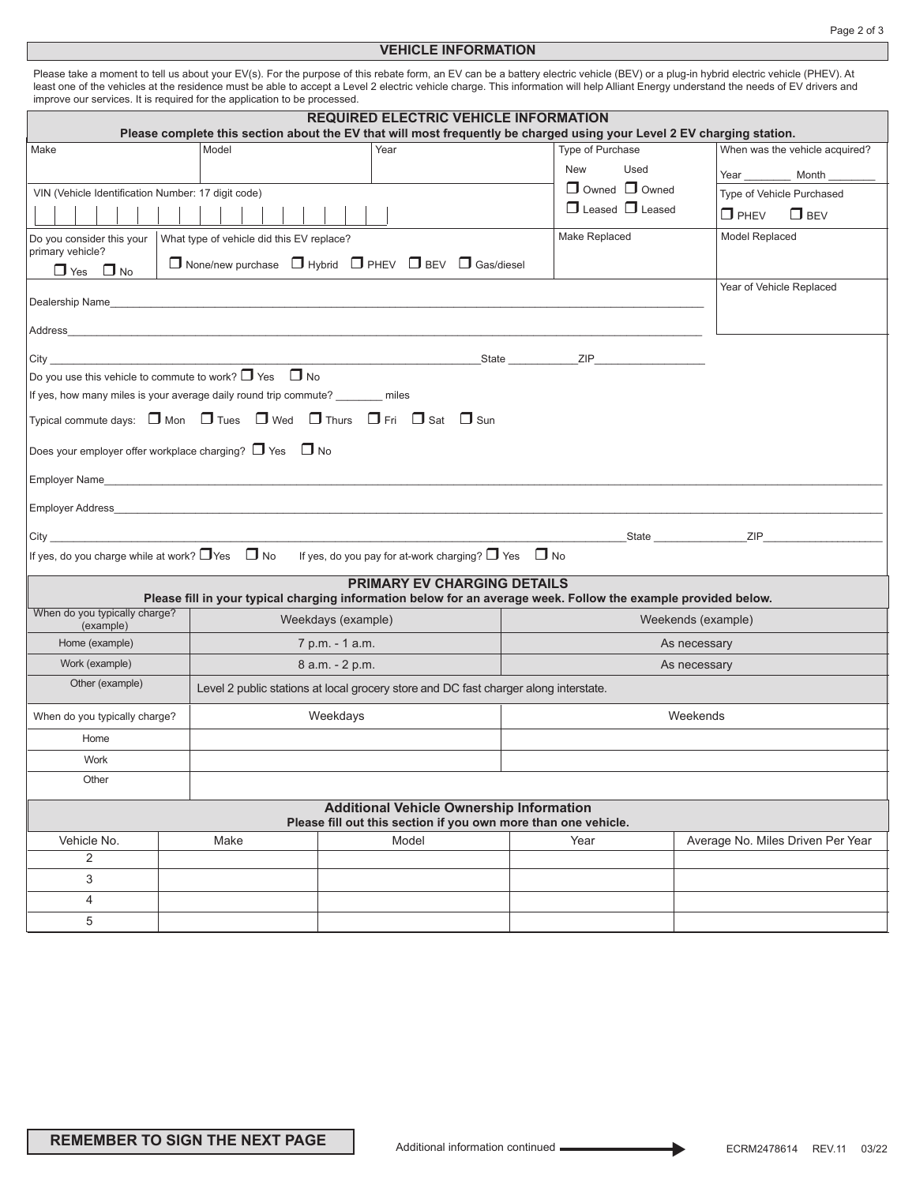## VEHICLE INFORMATION

Please take a moment to tell us about your EV(s). For the purpose of this rebate form, an EV can be a battery electric vehicle (BEV) or a plug-in hybrid electric vehicle (PHEV). At least one of the vehicles at the residence must be able to accept a Level 2 electric vehicle charge. This information will help Alliant Energy understand the needs of EV drivers and improve our services. It is required for the application to be processed.

### REQUIRED ELECTRIC VEHICLE INFORMATION

**Please complete this section about the EV that will most frequently be charged using your Level 2 EV charging station.**

Make ________ Model ________ Year ________

Type of Purchase: New ☐ Owned ☐ Leased / Used ☐ Owned ☐ Leased

When was the vehicle acquired? Year ________ Month ________

VIN (Vehicle Identification Number: 17 digit code) | | | | | | | | | | | | | | | | | |

Type of Vehicle Purchased: ☐ PHEV ☐ BEV

Do you consider this your primary vehicle? ☐ Yes ☐ No

What type of vehicle did this EV replace? ☐ None/new purchase ☐ Hybrid ☐ PHEV ☐ BEV ☐ Gas/diesel

Make Replaced ________ Model Replaced ________

Year of Vehicle Replaced ________

Dealership Name ____________________

Address ____________________

City ____________________ State ________ ZIP ________

Do you use this vehicle to commute to work? ☐ Yes ☐ No

If yes, how many miles is your average daily round trip commute? ________ miles

Typical commute days: ☐ Mon ☐ Tues ☐ Wed ☐ Thurs ☐ Fri ☐ Sat ☐ Sun

Does your employer offer workplace charging? ☐ Yes ☐ No

Employer Name ____________________

Employer Address ____________________

City ____________________ State ________ ZIP ________

If yes, do you charge while at work? ☐ Yes ☐ No  If yes, do you pay for at-work charging? ☐ Yes ☐ No

### PRIMARY EV CHARGING DETAILS

**Please fill in your typical charging information below for an average week. Follow the example provided below.**

| When do you typically charge? (example) | Weekdays (example) | Weekends (example) |
|---|---|---|
| Home (example) | 7 p.m. - 1 a.m. | As necessary |
| Work (example) | 8 a.m. - 2 p.m. | As necessary |
| Other (example) | Level 2 public stations at local grocery store and DC fast charger along interstate. | |

| When do you typically charge? | Weekdays | Weekends |
|---|---|---|
| Home | | |
| Work | | |
| Other | | |

### Additional Vehicle Ownership Information

**Please fill out this section if you own more than one vehicle.**

| Vehicle No. | Make | Model | Year | Average No. Miles Driven Per Year |
|---|---|---|---|---|
| 2 | | | | |
| 3 | | | | |
| 4 | | | | |
| 5 | | | | |

**REMEMBER TO SIGN THE NEXT PAGE**

Additional information continued →

ECRM2478614 REV.11 03/22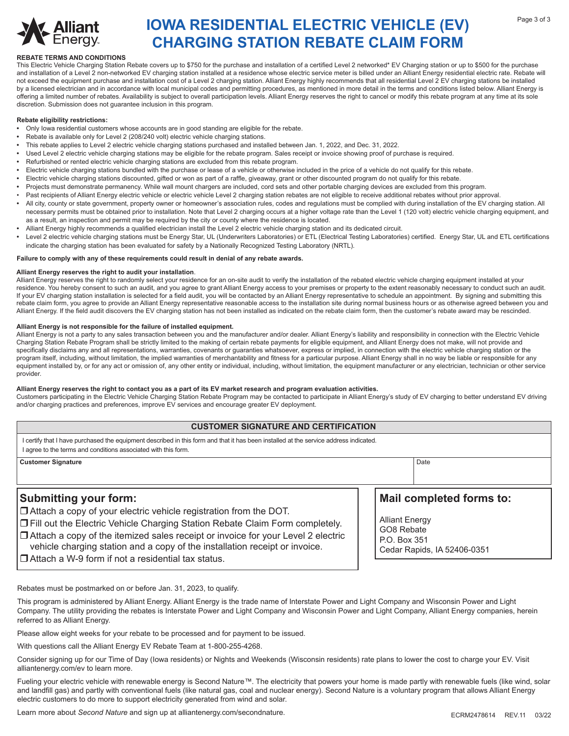# IOWA RESIDENTIAL ELECTRIC VEHICLE (EV) CHARGING STATION REBATE CLAIM FORM

**REBATE TERMS AND CONDITIONS**

This Electric Vehicle Charging Station Rebate covers up to $750 for the purchase and installation of a certified Level 2 networked* EV Charging station or up to $500 for the purchase and installation of a Level 2 non-networked EV charging station installed at a residence whose electric service meter is billed under an Alliant Energy residential electric rate. Rebate will not exceed the equipment purchase and installation cost of a Level 2 charging station. Alliant Energy highly recommends that all residential Level 2 EV charging stations be installed by a licensed electrician and in accordance with local municipal codes and permitting procedures, as mentioned in more detail in the terms and conditions listed below. Alliant Energy is offering a limited number of rebates. Availability is subject to overall participation levels. Alliant Energy reserves the right to cancel or modify this rebate program at any time at its sole discretion. Submission does not guarantee inclusion in this program.

**Rebate eligibility restrictions:**

- Only Iowa residential customers whose accounts are in good standing are eligible for the rebate.
- Rebate is available only for Level 2 (208/240 volt) electric vehicle charging stations.
- This rebate applies to Level 2 electric vehicle charging stations purchased and installed between Jan. 1, 2022, and Dec. 31, 2022.
- Used Level 2 electric vehicle charging stations may be eligible for the rebate program. Sales receipt or invoice showing proof of purchase is required.
- Refurbished or rented electric vehicle charging stations are excluded from this rebate program.
- Electric vehicle charging stations bundled with the purchase or lease of a vehicle or otherwise included in the price of a vehicle do not qualify for this rebate.
- Electric vehicle charging stations discounted, gifted or won as part of a raffle, giveaway, grant or other discounted program do not qualify for this rebate.
- Projects must demonstrate permanency. While wall mount chargers are included, cord sets and other portable charging devices are excluded from this program.
- Past recipients of Alliant Energy electric vehicle or electric vehicle Level 2 charging station rebates are not eligible to receive additional rebates without prior approval.
- All city, county or state government, property owner or homeowner's association rules, codes and regulations must be complied with during installation of the EV charging station. All necessary permits must be obtained prior to installation. Note that Level 2 charging occurs at a higher voltage rate than the Level 1 (120 volt) electric vehicle charging equipment, and as a result, an inspection and permit may be required by the city or county where the residence is located.
- Alliant Energy highly recommends a qualified electrician install the Level 2 electric vehicle charging station and its dedicated circuit.
- Level 2 electric vehicle charging stations must be Energy Star, UL (Underwriters Laboratories) or ETL (Electrical Testing Laboratories) certified. Energy Star, UL and ETL certifications indicate the charging station has been evaluated for safety by a Nationally Recognized Testing Laboratory (NRTL).

**Failure to comply with any of these requirements could result in denial of any rebate awards.**

**Alliant Energy reserves the right to audit your installation**.

Alliant Energy reserves the right to randomly select your residence for an on-site audit to verify the installation of the rebated electric vehicle charging equipment installed at your residence. You hereby consent to such an audit, and you agree to grant Alliant Energy access to your premises or property to the extent reasonably necessary to conduct such an audit. If your EV charging station installation is selected for a field audit, you will be contacted by an Alliant Energy representative to schedule an appointment. By signing and submitting this rebate claim form, you agree to provide an Alliant Energy representative reasonable access to the installation site during normal business hours or as otherwise agreed between you and Alliant Energy. If the field audit discovers the EV charging station has not been installed as indicated on the rebate claim form, then the customer's rebate award may be rescinded.

**Alliant Energy is not responsible for the failure of installed equipment.**

Alliant Energy is not a party to any sales transaction between you and the manufacturer and/or dealer. Alliant Energy's liability and responsibility in connection with the Electric Vehicle Charging Station Rebate Program shall be strictly limited to the making of certain rebate payments for eligible equipment, and Alliant Energy does not make, will not provide and specifically disclaims any and all representations, warranties, covenants or guaranties whatsoever, express or implied, in connection with the electric vehicle charging station or the program itself, including, without limitation, the implied warranties of merchantability and fitness for a particular purpose. Alliant Energy shall in no way be liable or responsible for any equipment installed by, or for any act or omission of, any other entity or individual, including, without limitation, the equipment manufacturer or any electrician, technician or other service provider.

**Alliant Energy reserves the right to contact you as a part of its EV market research and program evaluation activities.**

Customers participating in the Electric Vehicle Charging Station Rebate Program may be contacted to participate in Alliant Energy's study of EV charging to better understand EV driving and/or charging practices and preferences, improve EV services and encourage greater EV deployment.

## CUSTOMER SIGNATURE AND CERTIFICATION

I certify that I have purchased the equipment described in this form and that it has been installed at the service address indicated.
I agree to the terms and conditions associated with this form.

| **Customer Signature** | Date |
| --- | --- |
| | |

## Submitting your form:

- ❒ Attach a copy of your electric vehicle registration from the DOT.
- ❒ Fill out the Electric Vehicle Charging Station Rebate Claim Form completely.
- ❒ Attach a copy of the itemized sales receipt or invoice for your Level 2 electric vehicle charging station and a copy of the installation receipt or invoice.
- ❒ Attach a W-9 form if not a residential tax status.

## Mail completed forms to:

Alliant Energy
GO8 Rebate
P.O. Box 351
Cedar Rapids, IA 52406-0351

Rebates must be postmarked on or before Jan. 31, 2023, to qualify.

This program is administered by Alliant Energy. Alliant Energy is the trade name of Interstate Power and Light Company and Wisconsin Power and Light Company. The utility providing the rebates is Interstate Power and Light Company and Wisconsin Power and Light Company, Alliant Energy companies, herein referred to as Alliant Energy.

Please allow eight weeks for your rebate to be processed and for payment to be issued.

With questions call the Alliant Energy EV Rebate Team at 1-800-255-4268.

Consider signing up for our Time of Day (Iowa residents) or Nights and Weekends (Wisconsin residents) rate plans to lower the cost to charge your EV. Visit alliantenergy.com/ev to learn more.

Fueling your electric vehicle with renewable energy is Second Nature™. The electricity that powers your home is made partly with renewable fuels (like wind, solar and landfill gas) and partly with conventional fuels (like natural gas, coal and nuclear energy). Second Nature is a voluntary program that allows Alliant Energy electric customers to do more to support electricity generated from wind and solar.

Learn more about *Second Nature* and sign up at alliantenergy.com/secondnature.

ECRM2478614 REV.11 03/22